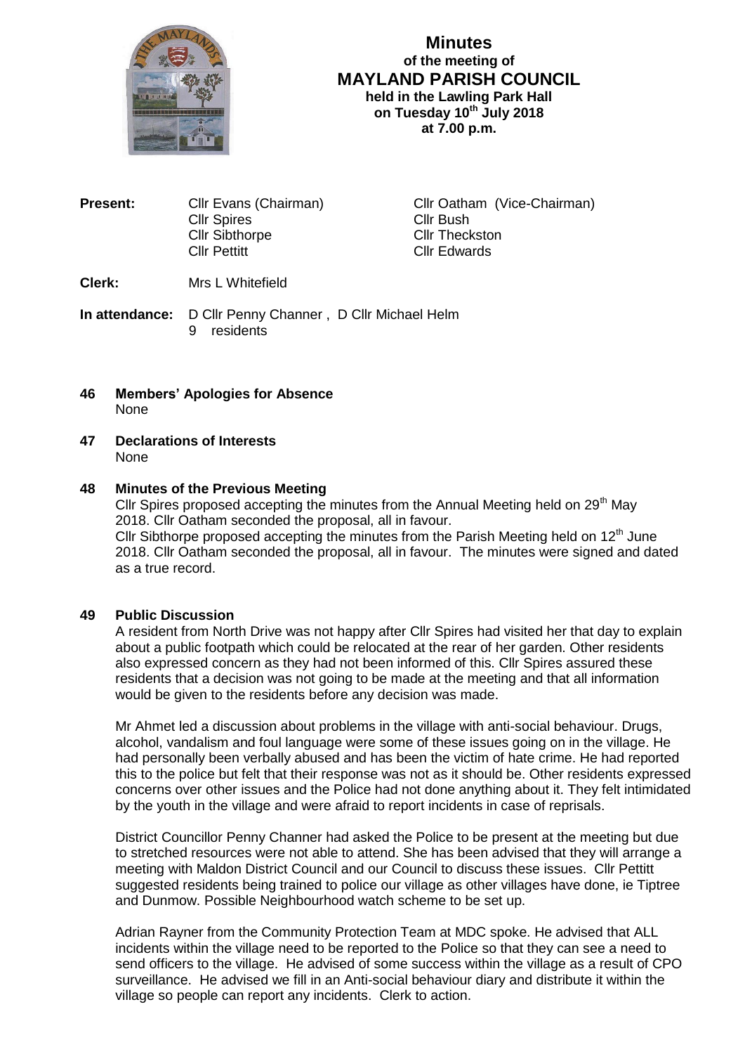# Minutes

**of the meeting of**

## MAYLAND PARISH COUNCIL

**held in the Lawling Park Hall**
**on Tuesday 10th July 2018**
**at 7.00 p.m.**

| **Present:** | Cllr Evans (Chairman) | Cllr Oatham (Vice-Chairman) |
|---|---|---|
| | Cllr Spires | Cllr Bush |
| | Cllr Sibthorpe | Cllr Theckston |
| | Cllr Pettitt | Cllr Edwards |

**Clerk:** Mrs L Whitefield

**In attendance:** D Cllr Penny Channer , D Cllr Michael Helm
9 residents

**46 Members' Apologies for Absence**
None

**47 Declarations of Interests**
None

**48 Minutes of the Previous Meeting**

Cllr Spires proposed accepting the minutes from the Annual Meeting held on 29th May 2018. Cllr Oatham seconded the proposal, all in favour.
Cllr Sibthorpe proposed accepting the minutes from the Parish Meeting held on 12th June 2018. Cllr Oatham seconded the proposal, all in favour. The minutes were signed and dated as a true record.

**49 Public Discussion**

A resident from North Drive was not happy after Cllr Spires had visited her that day to explain about a public footpath which could be relocated at the rear of her garden. Other residents also expressed concern as they had not been informed of this. Cllr Spires assured these residents that a decision was not going to be made at the meeting and that all information would be given to the residents before any decision was made.

Mr Ahmet led a discussion about problems in the village with anti-social behaviour. Drugs, alcohol, vandalism and foul language were some of these issues going on in the village. He had personally been verbally abused and has been the victim of hate crime. He had reported this to the police but felt that their response was not as it should be. Other residents expressed concerns over other issues and the Police had not done anything about it. They felt intimidated by the youth in the village and were afraid to report incidents in case of reprisals.

District Councillor Penny Channer had asked the Police to be present at the meeting but due to stretched resources were not able to attend. She has been advised that they will arrange a meeting with Maldon District Council and our Council to discuss these issues. Cllr Pettitt suggested residents being trained to police our village as other villages have done, ie Tiptree and Dunmow. Possible Neighbourhood watch scheme to be set up.

Adrian Rayner from the Community Protection Team at MDC spoke. He advised that ALL incidents within the village need to be reported to the Police so that they can see a need to send officers to the village. He advised of some success within the village as a result of CPO surveillance. He advised we fill in an Anti-social behaviour diary and distribute it within the village so people can report any incidents. Clerk to action.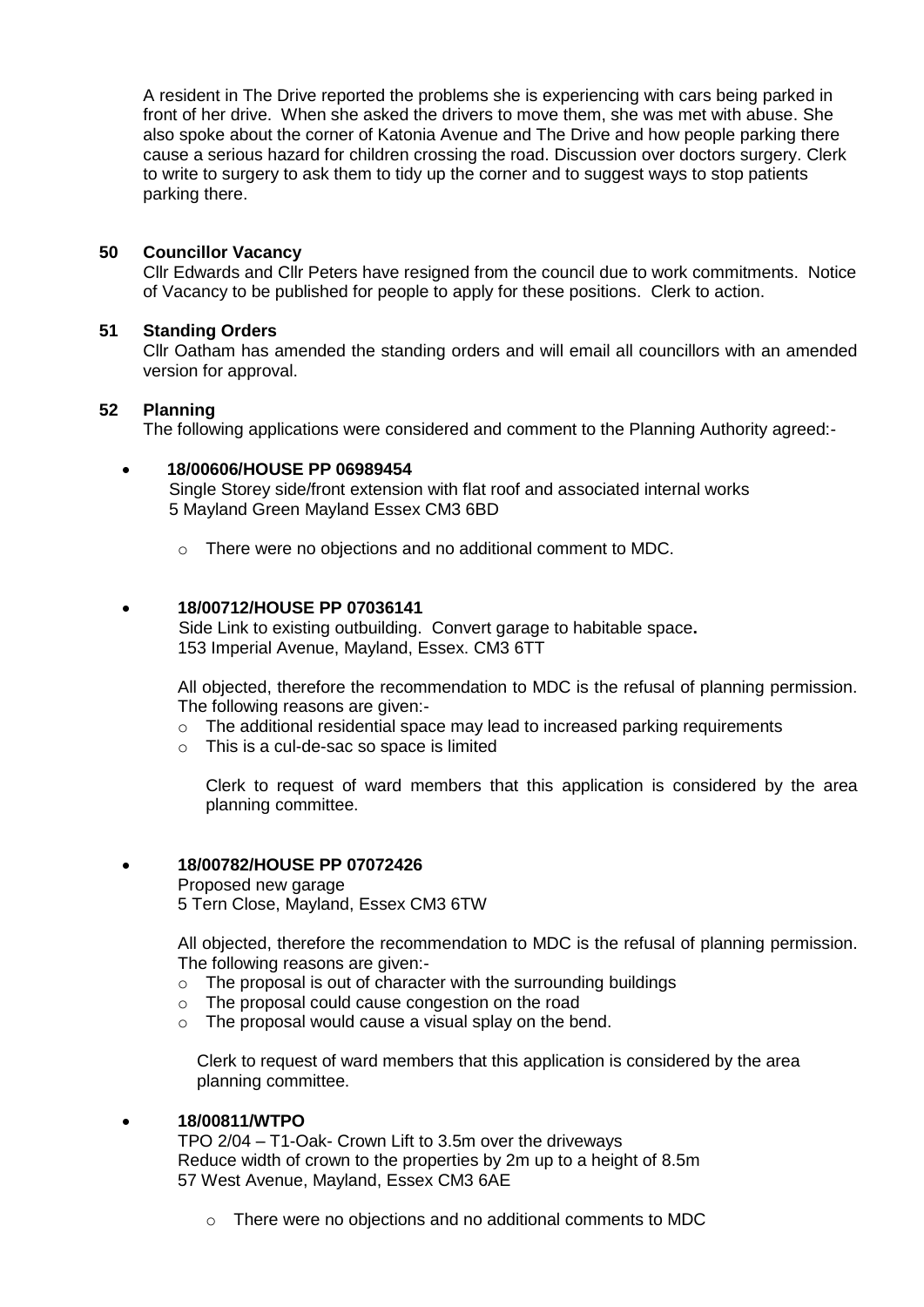A resident in The Drive reported the problems she is experiencing with cars being parked in front of her drive. When she asked the drivers to move them, she was met with abuse. She also spoke about the corner of Katonia Avenue and The Drive and how people parking there cause a serious hazard for children crossing the road. Discussion over doctors surgery. Clerk to write to surgery to ask them to tidy up the corner and to suggest ways to stop patients parking there.

## 50 Councillor Vacancy

Cllr Edwards and Cllr Peters have resigned from the council due to work commitments. Notice of Vacancy to be published for people to apply for these positions. Clerk to action.

## 51 Standing Orders

Cllr Oatham has amended the standing orders and will email all councillors with an amended version for approval.

## 52 Planning

The following applications were considered and comment to the Planning Authority agreed:-

- **18/00606/HOUSE PP 06989454**
  Single Storey side/front extension with flat roof and associated internal works
  5 Mayland Green Mayland Essex CM3 6BD
  - There were no objections and no additional comment to MDC.

- **18/00712/HOUSE PP 07036141**
  Side Link to existing outbuilding. Convert garage to habitable space**.**
  153 Imperial Avenue, Mayland, Essex. CM3 6TT

  All objected, therefore the recommendation to MDC is the refusal of planning permission. The following reasons are given:-
  - The additional residential space may lead to increased parking requirements
  - This is a cul-de-sac so space is limited

  Clerk to request of ward members that this application is considered by the area planning committee.

- **18/00782/HOUSE PP 07072426**
  Proposed new garage
  5 Tern Close, Mayland, Essex CM3 6TW

  All objected, therefore the recommendation to MDC is the refusal of planning permission. The following reasons are given:-
  - The proposal is out of character with the surrounding buildings
  - The proposal could cause congestion on the road
  - The proposal would cause a visual splay on the bend.

  Clerk to request of ward members that this application is considered by the area planning committee.

- **18/00811/WTPO**
  TPO 2/04 – T1-Oak- Crown Lift to 3.5m over the driveways
  Reduce width of crown to the properties by 2m up to a height of 8.5m
  57 West Avenue, Mayland, Essex CM3 6AE
  - There were no objections and no additional comments to MDC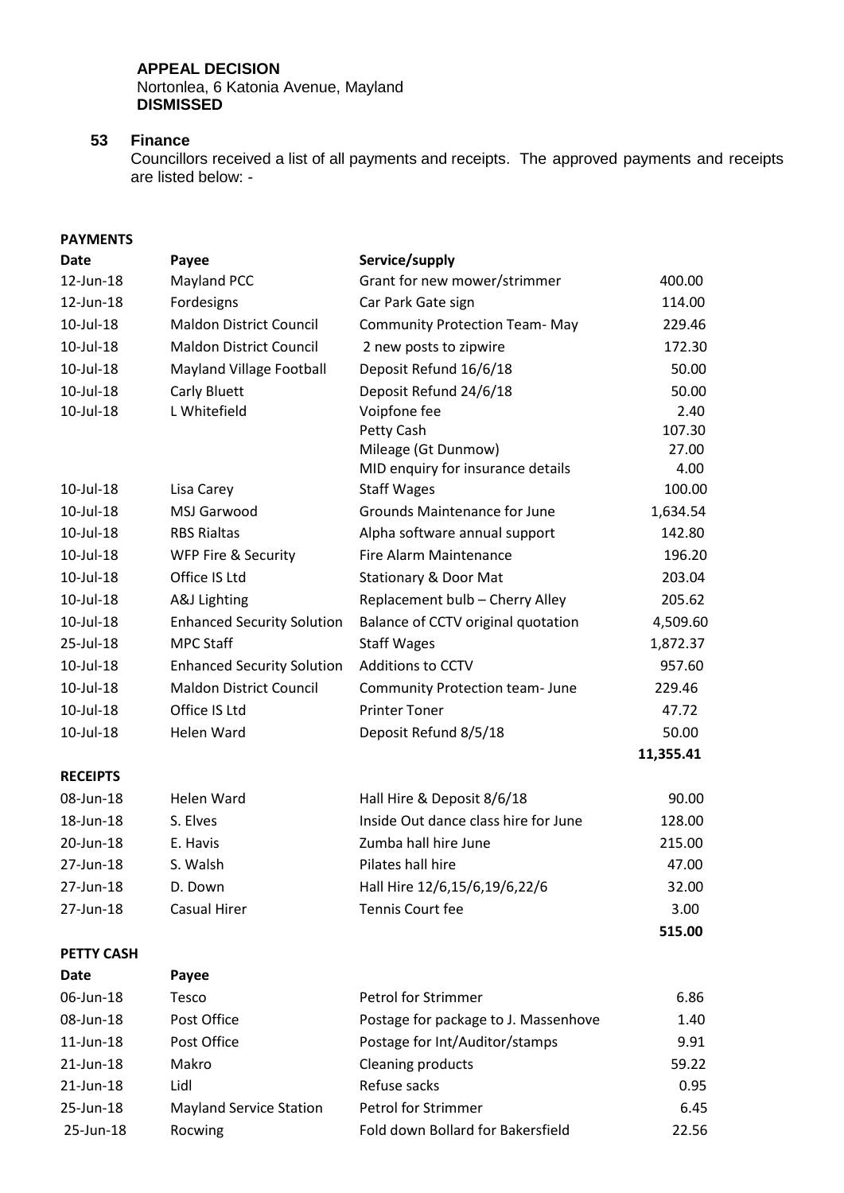**APPEAL DECISION**
Nortonlea, 6 Katonia Avenue, Mayland
**DISMISSED**

### 53 Finance

Councillors received a list of all payments and receipts. The approved payments and receipts are listed below: -

**PAYMENTS**

| Date | Payee | Service/supply | |
|---|---|---|---|
| 12-Jun-18 | Mayland PCC | Grant for new mower/strimmer | 400.00 |
| 12-Jun-18 | Fordesigns | Car Park Gate sign | 114.00 |
| 10-Jul-18 | Maldon District Council | Community Protection Team- May | 229.46 |
| 10-Jul-18 | Maldon District Council | 2 new posts to zipwire | 172.30 |
| 10-Jul-18 | Mayland Village Football | Deposit Refund 16/6/18 | 50.00 |
| 10-Jul-18 | Carly Bluett | Deposit Refund 24/6/18 | 50.00 |
| 10-Jul-18 | L Whitefield | Voipfone fee | 2.40 |
| | | Petty Cash | 107.30 |
| | | Mileage (Gt Dunmow) | 27.00 |
| | | MID enquiry for insurance details | 4.00 |
| 10-Jul-18 | Lisa Carey | Staff Wages | 100.00 |
| 10-Jul-18 | MSJ Garwood | Grounds Maintenance for June | 1,634.54 |
| 10-Jul-18 | RBS Rialtas | Alpha software annual support | 142.80 |
| 10-Jul-18 | WFP Fire & Security | Fire Alarm Maintenance | 196.20 |
| 10-Jul-18 | Office IS Ltd | Stationary & Door Mat | 203.04 |
| 10-Jul-18 | A&J Lighting | Replacement bulb – Cherry Alley | 205.62 |
| 10-Jul-18 | Enhanced Security Solution | Balance of CCTV original quotation | 4,509.60 |
| 25-Jul-18 | MPC Staff | Staff Wages | 1,872.37 |
| 10-Jul-18 | Enhanced Security Solution | Additions to CCTV | 957.60 |
| 10-Jul-18 | Maldon District Council | Community Protection team- June | 229.46 |
| 10-Jul-18 | Office IS Ltd | Printer Toner | 47.72 |
| 10-Jul-18 | Helen Ward | Deposit Refund 8/5/18 | 50.00 |
| | | | **11,355.41** |

**RECEIPTS**

| Date | Payee | Description | |
|---|---|---|---|
| 08-Jun-18 | Helen Ward | Hall Hire & Deposit 8/6/18 | 90.00 |
| 18-Jun-18 | S. Elves | Inside Out dance class hire for June | 128.00 |
| 20-Jun-18 | E. Havis | Zumba hall hire June | 215.00 |
| 27-Jun-18 | S. Walsh | Pilates hall hire | 47.00 |
| 27-Jun-18 | D. Down | Hall Hire 12/6,15/6,19/6,22/6 | 32.00 |
| 27-Jun-18 | Casual Hirer | Tennis Court fee | 3.00 |
| | | | **515.00** |

**PETTY CASH**

| Date | Payee | | |
|---|---|---|---|
| 06-Jun-18 | Tesco | Petrol for Strimmer | 6.86 |
| 08-Jun-18 | Post Office | Postage for package to J. Massenhove | 1.40 |
| 11-Jun-18 | Post Office | Postage for Int/Auditor/stamps | 9.91 |
| 21-Jun-18 | Makro | Cleaning products | 59.22 |
| 21-Jun-18 | Lidl | Refuse sacks | 0.95 |
| 25-Jun-18 | Mayland Service Station | Petrol for Strimmer | 6.45 |
| 25-Jun-18 | Rocwing | Fold down Bollard for Bakersfield | 22.56 |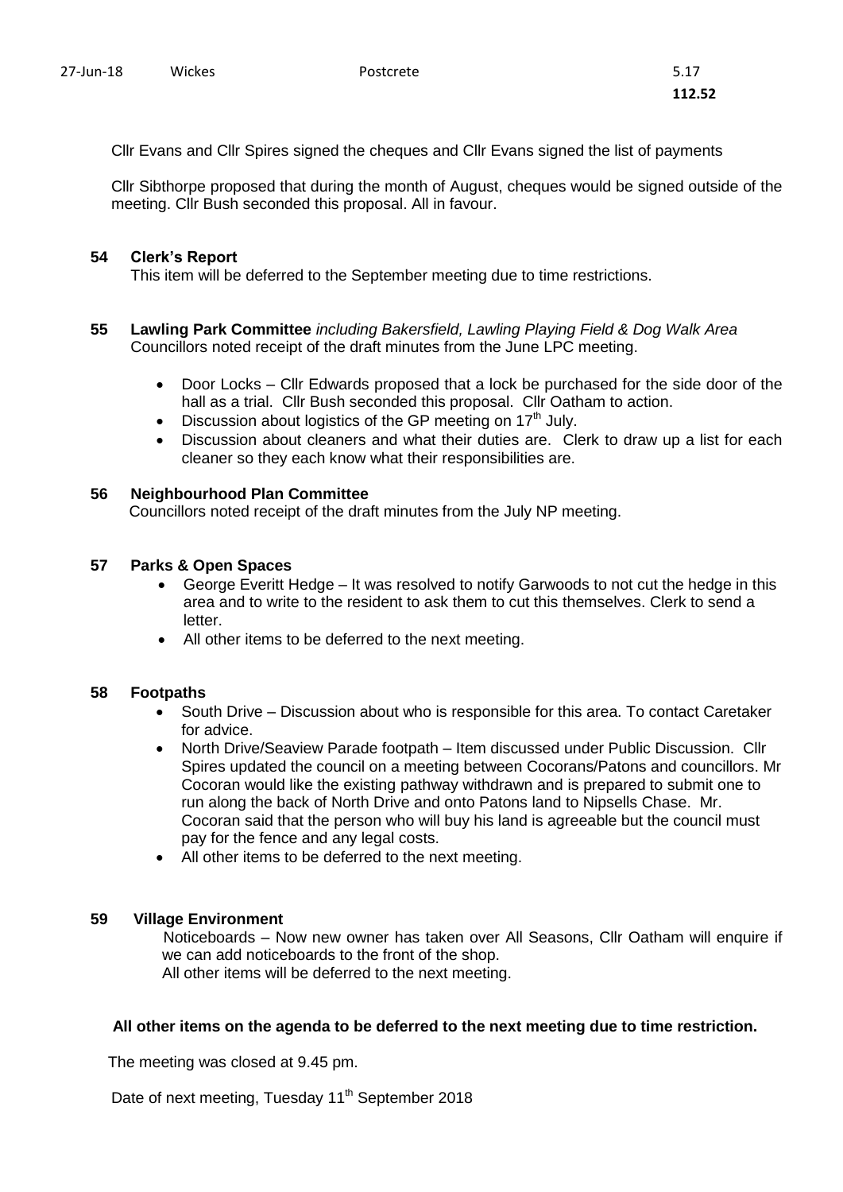| | | | |
|---|---|---|---|
| 27-Jun-18 | Wickes | Postcrete | 5.17 |
| | | | **112.52** |

Cllr Evans and Cllr Spires signed the cheques and Cllr Evans signed the list of payments

Cllr Sibthorpe proposed that during the month of August, cheques would be signed outside of the meeting. Cllr Bush seconded this proposal. All in favour.

**54 Clerk's Report**

This item will be deferred to the September meeting due to time restrictions.

**55 Lawling Park Committee** *including Bakersfield, Lawling Playing Field & Dog Walk Area*

Councillors noted receipt of the draft minutes from the June LPC meeting.

- Door Locks – Cllr Edwards proposed that a lock be purchased for the side door of the hall as a trial. Cllr Bush seconded this proposal. Cllr Oatham to action.
- Discussion about logistics of the GP meeting on 17th July.
- Discussion about cleaners and what their duties are. Clerk to draw up a list for each cleaner so they each know what their responsibilities are.

**56 Neighbourhood Plan Committee**

Councillors noted receipt of the draft minutes from the July NP meeting.

**57 Parks & Open Spaces**

- George Everitt Hedge – It was resolved to notify Garwoods to not cut the hedge in this area and to write to the resident to ask them to cut this themselves. Clerk to send a letter.
- All other items to be deferred to the next meeting.

**58 Footpaths**

- South Drive – Discussion about who is responsible for this area. To contact Caretaker for advice.
- North Drive/Seaview Parade footpath – Item discussed under Public Discussion. Cllr Spires updated the council on a meeting between Cocorans/Patons and councillors. Mr Cocoran would like the existing pathway withdrawn and is prepared to submit one to run along the back of North Drive and onto Patons land to Nipsells Chase. Mr. Cocoran said that the person who will buy his land is agreeable but the council must pay for the fence and any legal costs.
- All other items to be deferred to the next meeting.

**59 Village Environment**

Noticeboards – Now new owner has taken over All Seasons, Cllr Oatham will enquire if we can add noticeboards to the front of the shop.

All other items will be deferred to the next meeting.

**All other items on the agenda to be deferred to the next meeting due to time restriction.**

The meeting was closed at 9.45 pm.

Date of next meeting, Tuesday 11th September 2018